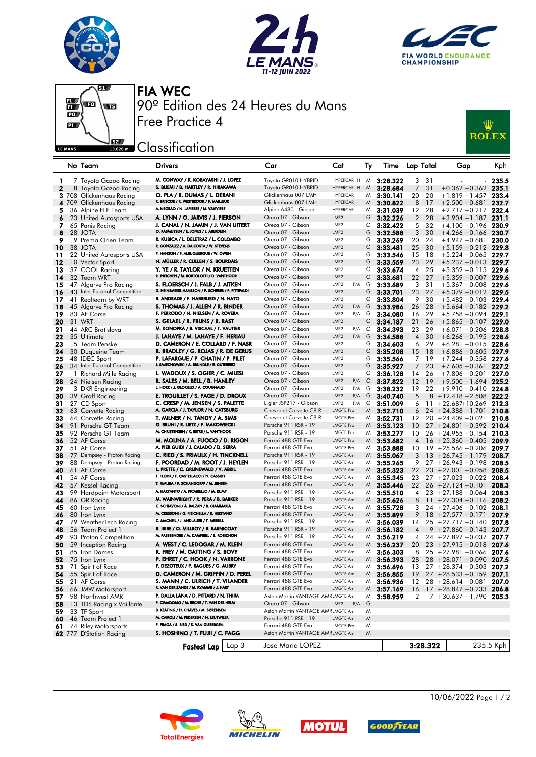# FIA WEC

90º Edition des 24 Heures du Mans

Free Practice 4

## Classification

| | No | Team | Drivers | Car | Cat | | Ty | Time | Lap | Total | Gap | | Kph |
|---|---|---|---|---|---|---|---|---|---|---|---|---|---|
| 1 | 7 | Toyota Gazoo Racing | M. CONWAY / K. KOBAYASHI / J. LOPEZ | Toyota GR010 HYBRID | HYPERCAR H | | M | 3:28.322 | 3 | 31 | - | - | 235.5 |
| 2 | 8 | Toyota Gazoo Racing | S. BUEMI / B. HARTLEY / R. HIRAKAWA | Toyota GR010 HYBRID | HYPERCAR H | | M | 3:28.684 | 7 | 31 | +0.362 | +0.362 | 235.1 |
| 3 | 708 | Glickenhaus Racing | O. PLA / R. DUMAS / L. DERANI | Glickenhaus 007 LMH | HYPERCAR | | M | 3:30.141 | 20 | 20 | +1.819 | +1.457 | 233.4 |
| 4 | 709 | Glickenhaus Racing | R. BRISCOE / R. WESTBROOK / F. MAILLEUX | Glickenhaus 007 LMH | HYPERCAR | | M | 3:30.822 | 8 | 17 | +2.500 | +0.681 | 232.7 |
| 5 | 36 | Alpine ELF Team | A. NEGRÃO / N. LAPIERRE / M. VAXIVIERE | Alpine A480 - Gibson | HYPERCAR | | M | 3:31.039 | 12 | 28 | +2.717 | +0.217 | 232.4 |
| 6 | 23 | United Autosports USA | A. LYNN / O. JARVIS / J. PIERSON | Oreca 07 - Gibson | LMP2 | | G | 3:32.226 | 2 | 28 | +3.904 | +1.187 | 231.1 |
| 7 | 65 | Panis Racing | J. CANAL / N. JAMIN / J. VAN UITERT | Oreca 07 - Gibson | LMP2 | | G | 3:32.422 | 5 | 32 | +4.100 | +0.196 | 230.9 |
| 8 | 28 | JOTA | O. RASMUSSEN / E. JONES / J. ABERDEIN | Oreca 07 - Gibson | LMP2 | | G | 3:32.588 | 3 | 30 | +4.266 | +0.166 | 230.7 |
| 9 | 9 | Prema Orlen Team | R. KUBICA / L. DELETRAZ / L. COLOMBO | Oreca 07 - Gibson | LMP2 | | G | 3:33.269 | 20 | 24 | +4.947 | +0.681 | 230.0 |
| 10 | 38 | JOTA | R. GONZALEZ / A. DA COSTA / W. STEVENS | Oreca 07 - Gibson | LMP2 | | G | 3:33.481 | 25 | 30 | +5.159 | +0.212 | 229.8 |
| 11 | 22 | United Autosports USA | P. HANSON / F. ALBUQUERQUE / W. OWEN | Oreca 07 - Gibson | LMP2 | | G | 3:33.546 | 15 | 18 | +5.224 | +0.065 | 229.7 |
| 12 | 10 | Vector Sport | N. MÜLLER / R. CULLEN / S. BOURDAIS | Oreca 07 - Gibson | LMP2 | | G | 3:33.559 | 23 | 29 | +5.237 | +0.013 | 229.7 |
| 13 | 37 | COOL Racing | Y. YE / R. TAYLOR / N. KRUETTEN | Oreca 07 - Gibson | LMP2 | | G | 3:33.674 | 4 | 25 | +5.352 | +0.115 | 229.6 |
| 14 | 32 | Team WRT | R. INEICHEN / M. BORTOLOTTI / D. VANTHOOR | Oreca 07 - Gibson | LMP2 | | G | 3:33.681 | 22 | 27 | +5.359 | +0.007 | 229.6 |
| 15 | 47 | Algarve Pro Racing | S. FLOERSCH / J. FALB / J. AITKEN | Oreca 07 - Gibson | LMP2 | P/A | G | 3:33.689 | 3 | 31 | +5.367 | +0.008 | 229.6 |
| 16 | 43 | Inter Europol Competition | D. HEINEMEIER-HANSSON / F. SCHERER / P. FITTIPALDI | Oreca 07 - Gibson | LMP2 | | G | 3:33.701 | 23 | 27 | +5.379 | +0.012 | 229.5 |
| 17 | 41 | Realteam by WRT | R. ANDRADE / F. HABSBURG / N. NATO | Oreca 07 - Gibson | LMP2 | | G | 3:33.804 | 9 | 30 | +5.482 | +0.103 | 229.4 |
| 18 | 45 | Algarve Pro Racing | S. THOMAS / J. ALLEN / R. BINDER | Oreca 07 - Gibson | LMP2 | P/A | G | 3:33.986 | 26 | 28 | +5.664 | +0.182 | 229.2 |
| 19 | 83 | AF Corse | F. PERRODO / N. NIELSEN / A. ROVERA | Oreca 07 - Gibson | LMP2 | P/A | G | 3:34.080 | 16 | 29 | +5.758 | +0.094 | 229.1 |
| 20 | 31 | WRT | S. GELAEL / R. FRIJNS / R. RAST | Oreca 07 - Gibson | LMP2 | | G | 3:34.187 | 21 | 26 | +5.865 | +0.107 | 229.0 |
| 21 | 44 | ARC Bratislava | M. KONOPKA / B. VISCAAL / T. VAUTIER | Oreca 07 - Gibson | LMP2 | P/A | G | 3:34.393 | 23 | 29 | +6.071 | +0.206 | 228.8 |
| 22 | 35 | Ultimate | J. LAHAYE / M. LAHAYE / F. HERIAU | Oreca 07 - Gibson | LMP2 | P/A | G | 3:34.588 | 4 | 30 | +6.266 | +0.195 | 228.6 |
| 23 | 5 | Team Penske | D. CAMERON / E. COLLARD / F. NASR | Oreca 07 - Gibson | LMP2 | | G | 3:34.603 | 6 | 29 | +6.281 | +0.015 | 228.6 |
| 24 | 30 | Duqueine Team | R. BRADLEY / G. ROJAS / R. DE GERUS | Oreca 07 - Gibson | LMP2 | | G | 3:35.208 | 15 | 18 | +6.886 | +0.605 | 227.9 |
| 25 | 48 | IDEC Sport | P. LAFARGUE / P. CHATIN / P. PILET | Oreca 07 - Gibson | LMP2 | | G | 3:35.566 | 7 | 19 | +7.244 | +0.358 | 227.6 |
| 26 | 34 | Inter Europol Competition | J. SMIECHOWSKI / A. BRUNDLE / E. GUTIERREZ | Oreca 07 - Gibson | LMP2 | | G | 3:35.927 | 7 | 23 | +7.605 | +0.361 | 227.2 |
| 27 | 1 | Richard Mille Racing | L. WADOUX / S. OGIER / C. MILESI | Oreca 07 - Gibson | LMP2 | | G | 3:36.128 | 14 | 26 | +7.806 | +0.201 | 227.0 |
| 28 | 24 | Nielsen Racing | R. SALES / M. BELL / B. HANLEY | Oreca 07 - Gibson | LMP2 | P/A | G | 3:37.822 | 12 | 19 | +9.500 | +1.694 | 225.2 |
| 29 | 3 | DKR Engineering | L. HORR / J. GLORIEUX / A. COUGNAUD | Oreca 07 - Gibson | LMP2 | P/A | G | 3:38.232 | 19 | 22 | +9.910 | +0.410 | 224.8 |
| 30 | 39 | Graff Racing | E. TROUILLET / S. PAGE / D. DROUX | Oreca 07 - Gibson | LMP2 | P/A | G | 3:40.740 | 5 | 8 | +12.418 | +2.508 | 222.2 |
| 31 | 27 | CD Sport | C. CRESP / M. JENSEN / S. PALETTE | Ligier JSP217 - Gibson | LMP2 | P/A | G | 3:51.009 | 6 | 11 | +22.687 | +10.269 | 212.3 |
| 32 | 63 | Corvette Racing | A. GARCIA / J. TAYLOR / N. CATSBURG | Chevrolet Corvette C8.R | LMGTE Pro | | M | 3:52.710 | 6 | 24 | +24.388 | +1.701 | 210.8 |
| 33 | 64 | Corvette Racing | T. MILNER / N. TANDY / A. SIMS | Chevrolet Corvette C8.R | LMGTE Pro | | M | 3:52.731 | 12 | 20 | +24.409 | +0.021 | 210.8 |
| 34 | 91 | Porsche GT Team | G. BRUNI / R. LIETZ / F. MAKOWIECKI | Porsche 911 RSR - 19 | LMGTE Pro | | M | 3:53.123 | 10 | 27 | +24.801 | +0.392 | 210.4 |
| 35 | 92 | Porsche GT Team | M. CHRISTENSEN / K. ESTRE / L. VANTHOOR | Porsche 911 RSR - 19 | LMGTE Pro | | M | 3:53.277 | 10 | 26 | +24.955 | +0.154 | 210.3 |
| 36 | 52 | AF Corse | M. MOLINA / A. FUOCO / D. RIGON | Ferrari 488 GTE Evo | LMGTE Pro | | M | 3:53.682 | 4 | 16 | +25.360 | +0.405 | 209.9 |
| 37 | 51 | AF Corse | A. PIER GUIDI / J. CALADO / D. SERRA | Ferrari 488 GTE Evo | LMGTE Pro | | M | 3:53.888 | 10 | 19 | +25.566 | +0.206 | 209.7 |
| 38 | 77 | Dempsey - Proton Racing | C. RIED / S. PRIAULX / H. TINCKNELL | Porsche 911 RSR - 19 | LMGTE Am | | M | 3:55.067 | 3 | 13 | +26.745 | +1.179 | 208.7 |
| 39 | 88 | Dempsey - Proton Racing | F. POORDAD / M. ROOT / J. HEYLEN | Porsche 911 RSR - 19 | LMGTE Am | | M | 3:55.265 | 9 | 27 | +26.943 | +0.198 | 208.5 |
| 40 | 61 | AF Corse | L. PRETTE / C. GRUNEWALD / V. ABRIL | Ferrari 488 GTE Evo | LMGTE Am | | M | 3:55.323 | 22 | 23 | +27.001 | +0.058 | 208.5 |
| 41 | 54 | AF Corse | T. FLOHR / F. CASTELLACCI / N. CASSIDY | Ferrari 488 GTE Evo | LMGTE Am | | M | 3:55.345 | 23 | 27 | +27.023 | +0.022 | 208.4 |
| 42 | 57 | Kessel Racing | T. KIMURA / F. SCHANDORFF / M. JENSEN | Ferrari 488 GTE Evo | LMGTE Am | | M | 3:55.446 | 22 | 26 | +27.124 | +0.101 | 208.3 |
| 43 | 99 | Hardpoint Motorsport | A. HARYANTO / A. PICARIELLO / M. RUMP | Porsche 911 RSR - 19 | LMGTE Am | | M | 3:55.510 | 4 | 23 | +27.188 | +0.064 | 208.3 |
| 44 | 86 | GR Racing | M. WAINWRIGHT / R. PERA / B. BARKER | Porsche 911 RSR - 19 | LMGTE Am | | M | 3:55.626 | 8 | 11 | +27.304 | +0.116 | 208.2 |
| 45 | 60 | Iron Lynx | C. SCHIAVONI / A. BALZAN / R. GIAMMARIA | Ferrari 488 GTE Evo | LMGTE Am | | M | 3:55.728 | 3 | 24 | +27.406 | +0.102 | 208.1 |
| 46 | 80 | Iron Lynx | M. CRESSONI / G. FISICHELLA / R. HEISTAND | Ferrari 488 GTE Evo | LMGTE Am | | M | 3:55.899 | 9 | 18 | +27.577 | +0.171 | 207.9 |
| 47 | 79 | WeatherTech Racing | C. MACNEIL / J. ANDLAUER / T. MERRILL | Porsche 911 RSR - 19 | LMGTE Am | | M | 3:56.039 | 14 | 25 | +27.717 | +0.140 | 207.8 |
| 48 | 56 | Team Project 1 | B. IRIBE / O. MILLROY / B. BARNICOAT | Porsche 911 RSR - 19 | LMGTE Am | | M | 3:56.182 | 4 | 9 | +27.860 | +0.143 | 207.7 |
| 49 | 93 | Proton Competition | M. FASSBENDER / M. CAMPBELL / Z. ROBICHON | Porsche 911 RSR - 19 | LMGTE Am | | M | 3:56.219 | 4 | 24 | +27.897 | +0.037 | 207.7 |
| 50 | 59 | Inception Racing | A. WEST / C. LEDOGAR / M. KLEIN | Ferrari 488 GTE Evo | LMGTE Am | | M | 3:56.237 | 20 | 23 | +27.915 | +0.018 | 207.6 |
| 51 | 85 | Iron Dames | R. FREY / M. GATTING / S. BOVY | Ferrari 488 GTE Evo | LMGTE Am | | M | 3:56.303 | 8 | 25 | +27.981 | +0.066 | 207.6 |
| 52 | 75 | Iron Lynx | P. EHRET / C. HOOK / N. VARRONE | Ferrari 488 GTE Evo | LMGTE Am | | M | 3:56.393 | 28 | 28 | +28.071 | +0.090 | 207.5 |
| 53 | 71 | Spirit of Race | F. DEZOTEUX / P. RAGUES / G. AUBRY | Ferrari 488 GTE Evo | LMGTE Am | | M | 3:56.696 | 13 | 27 | +28.374 | +0.303 | 207.2 |
| 54 | 55 | Spirit of Race | D. CAMERON / M. GRIFFIN / D. PEREL | Ferrari 488 GTE Evo | LMGTE Am | | M | 3:56.855 | 19 | 27 | +28.533 | +0.159 | 207.1 |
| 55 | 21 | AF Corse | S. MANN / C. ULRICH / T. VILANDER | Ferrari 488 GTE Evo | LMGTE Am | | M | 3:56.936 | 12 | 28 | +28.614 | +0.081 | 207.0 |
| 56 | 66 | JMW Motorsport | R. VAN DER ZANDE / M. KVAMME / J. HART | Ferrari 488 GTE Evo | LMGTE Am | | M | 3:57.169 | 16 | 17 | +28.847 | +0.233 | 206.8 |
| 57 | 98 | Northwest AMR | P. DALLA LANA / D. PITTARD / N. THIIM | Aston Martin VANTAGE AMR | LMGTE Am | | M | 3:58.959 | 2 | 7 | +30.637 | +1.790 | 205.3 |
| 58 | 13 | TDS Racing x Vaillante | P. CIMADOMO / M. BECHE / T. VAN DER HELM | Oreca 07 - Gibson | LMP2 | P/A | G | | | | | | |
| 59 | 33 | TF Sport | B. KEATING / H. CHAVES / M. SØRENSEN | Aston Martin VANTAGE AMR | LMGTE Am | | M | | | | | | |
| 60 | 46 | Team Project 1 | M. CAIROLI / M. PEDERSEN / N. LEUTWILER | Porsche 911 RSR - 19 | LMGTE Am | | M | | | | | | |
| 61 | 74 | Riley Motorsports | F. FRAGA / S. BIRD / S. VAN GISBERGEN | Ferrari 488 GTE Evo | LMGTE Pro | | M | | | | | | |
| 62 | 777 | D'Station Racing | S. HOSHINO / T. FUJII / C. FAGG | Aston Martin VANTAGE AMR | LMGTE Am | | M | | | | | | |

| Fastest Lap | Lap 3 | Jose Maria LOPEZ | 3:28.322 | 235.5 Kph |
|---|---|---|---|---|

10/06/2022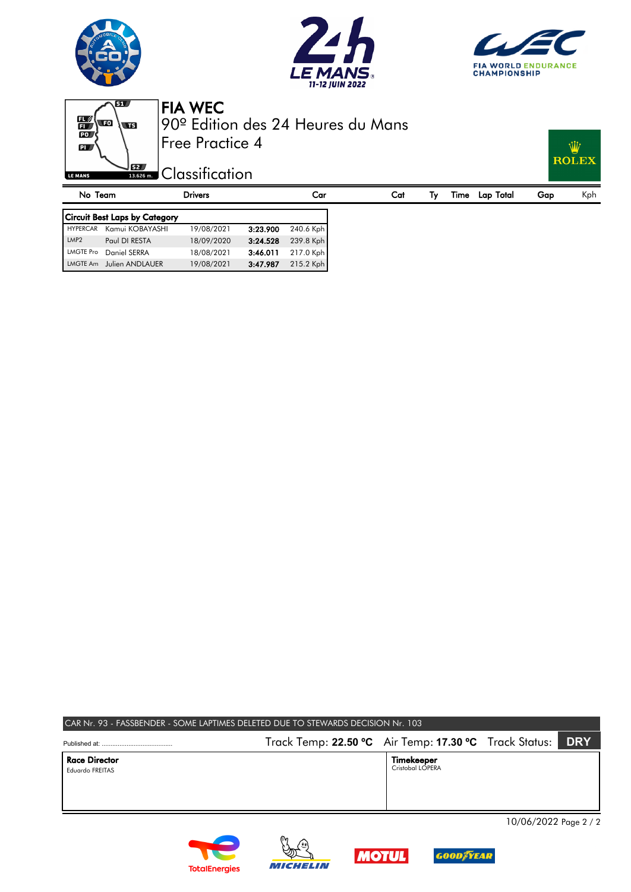# FIA WEC

90º Edition des 24 Heures du Mans

Free Practice 4

Classification

| No | Team | Drivers | Car | Cat | Ty | Time | Lap Total | Gap | Kph |
|---|---|---|---|---|---|---|---|---|---|

**Circuit Best Laps by Category**

| | | | | |
|---|---|---|---|---|
| HYPERCAR | Kamui KOBAYASHI | 19/08/2021 | **3:23.900** | 240.6 Kph |
| LMP2 | Paul DI RESTA | 18/09/2020 | **3:24.528** | 239.8 Kph |
| LMGTE Pro | Daniel SERRA | 18/08/2021 | **3:46.011** | 217.0 Kph |
| LMGTE Am | Julien ANDLAUER | 19/08/2021 | **3:47.987** | 215.2 Kph |

CAR Nr. 93 - FASSBENDER - SOME LAPTIMES DELETED DUE TO STEWARDS DECISION Nr. 103

Published at: ........................................

Track Temp: **22.50 ºC** Air Temp: **17.30 ºC** Track Status: **DRY**

**Race Director**
Eduardo FREITAS

**Timekeeper**
Cristobal LOPERA

10/06/2022